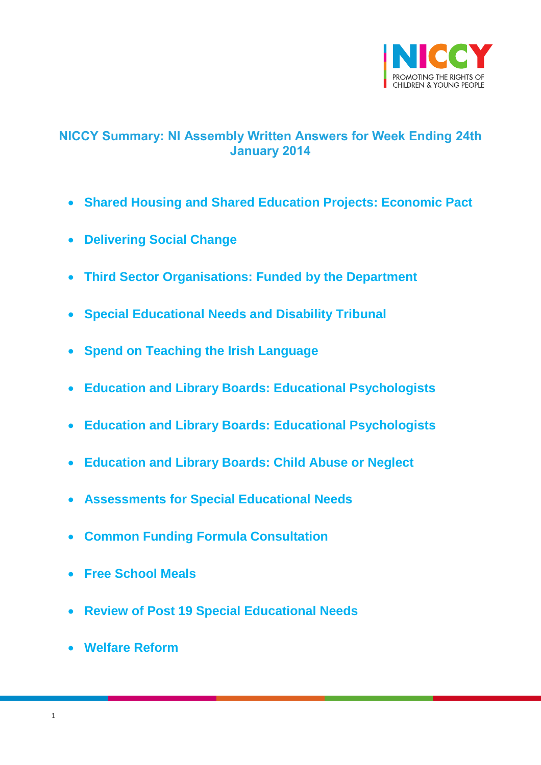NICCY

PROMOTING THE RIGHTS OF CHILDREN & YOUNG PEOPLE

# NICCY Summary: NI Assembly Written Answers for Week Ending 24th January 2014

- **Shared Housing and Shared Education Projects: Economic Pact**
- **Delivering Social Change**
- **Third Sector Organisations: Funded by the Department**
- **Special Educational Needs and Disability Tribunal**
- **Spend on Teaching the Irish Language**
- **Education and Library Boards: Educational Psychologists**
- **Education and Library Boards: Educational Psychologists**
- **Education and Library Boards: Child Abuse or Neglect**
- **Assessments for Special Educational Needs**
- **Common Funding Formula Consultation**
- **Free School Meals**
- **Review of Post 19 Special Educational Needs**
- **Welfare Reform**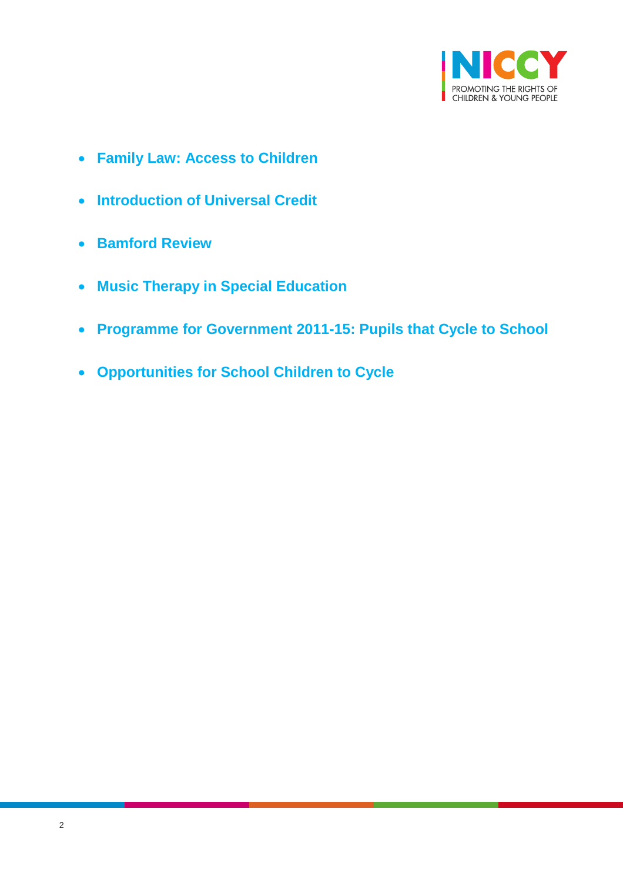- **Family Law: Access to Children**
- **Introduction of Universal Credit**
- **Bamford Review**
- **Music Therapy in Special Education**
- **Programme for Government 2011-15: Pupils that Cycle to School**
- **Opportunities for School Children to Cycle**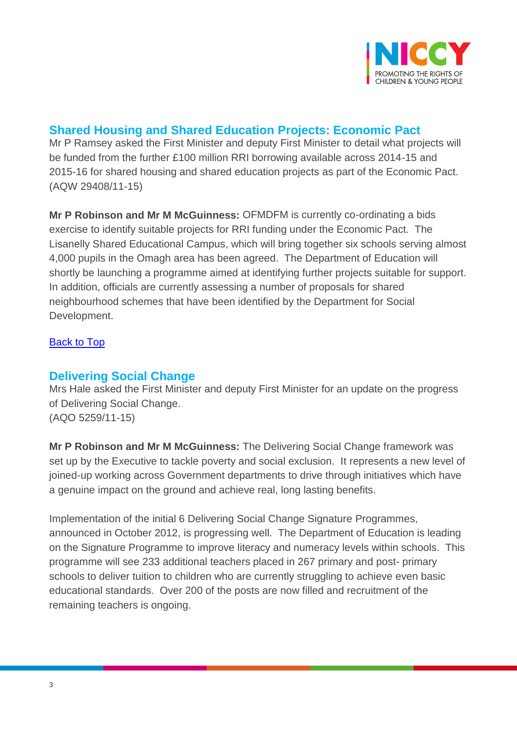## Shared Housing and Shared Education Projects: Economic Pact

Mr P Ramsey asked the First Minister and deputy First Minister to detail what projects will be funded from the further £100 million RRI borrowing available across 2014-15 and 2015-16 for shared housing and shared education projects as part of the Economic Pact.
(AQW 29408/11-15)

**Mr P Robinson and Mr M McGuinness:** OFMDFM is currently co-ordinating a bids exercise to identify suitable projects for RRI funding under the Economic Pact. The Lisanelly Shared Educational Campus, which will bring together six schools serving almost 4,000 pupils in the Omagh area has been agreed. The Department of Education will shortly be launching a programme aimed at identifying further projects suitable for support. In addition, officials are currently assessing a number of proposals for shared neighbourhood schemes that have been identified by the Department for Social Development.

Back to Top

## Delivering Social Change

Mrs Hale asked the First Minister and deputy First Minister for an update on the progress of Delivering Social Change.
(AQO 5259/11-15)

**Mr P Robinson and Mr M McGuinness:** The Delivering Social Change framework was set up by the Executive to tackle poverty and social exclusion. It represents a new level of joined-up working across Government departments to drive through initiatives which have a genuine impact on the ground and achieve real, long lasting benefits.

Implementation of the initial 6 Delivering Social Change Signature Programmes, announced in October 2012, is progressing well. The Department of Education is leading on the Signature Programme to improve literacy and numeracy levels within schools. This programme will see 233 additional teachers placed in 267 primary and post- primary schools to deliver tuition to children who are currently struggling to achieve even basic educational standards. Over 200 of the posts are now filled and recruitment of the remaining teachers is ongoing.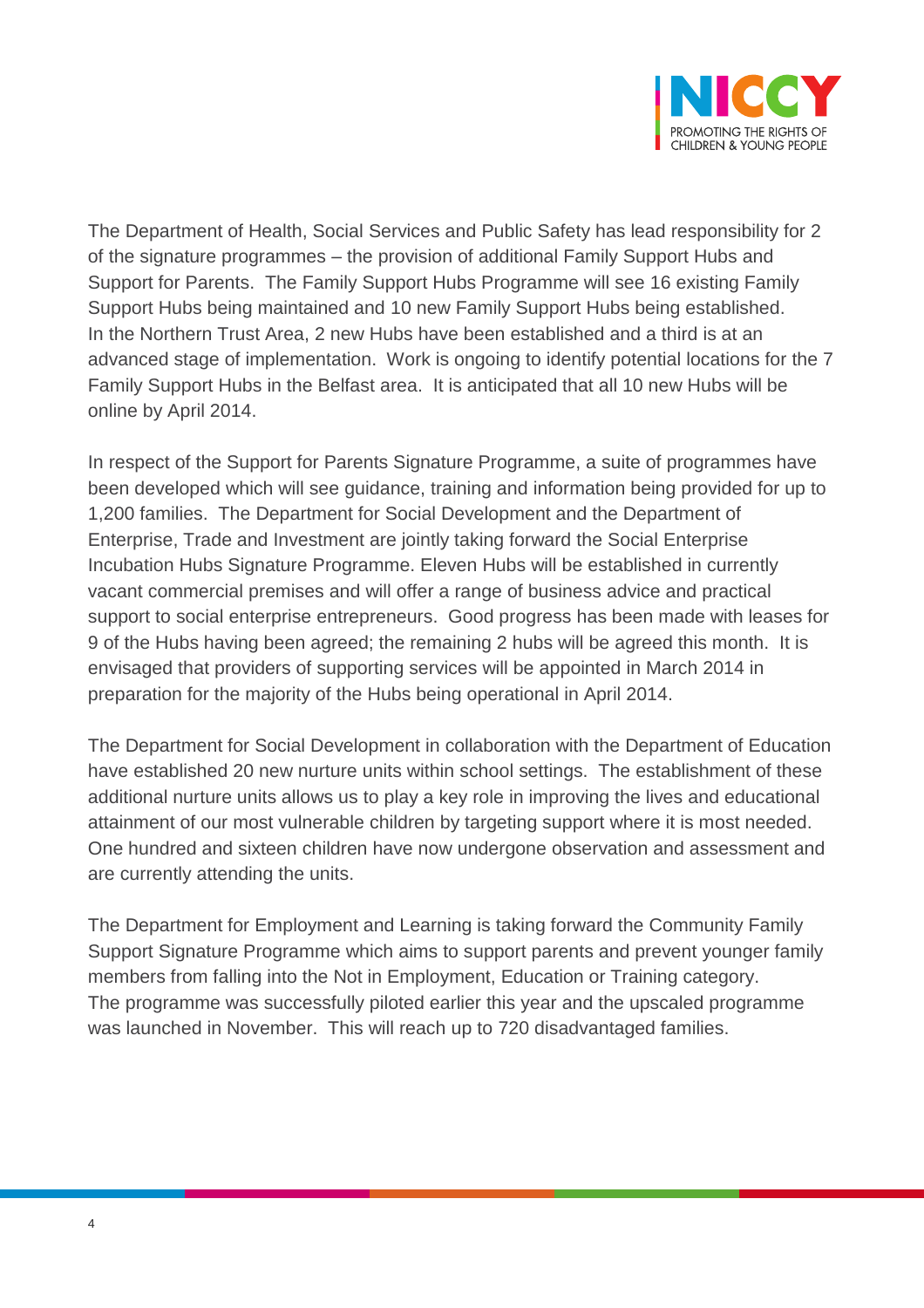The Department of Health, Social Services and Public Safety has lead responsibility for 2 of the signature programmes – the provision of additional Family Support Hubs and Support for Parents. The Family Support Hubs Programme will see 16 existing Family Support Hubs being maintained and 10 new Family Support Hubs being established. In the Northern Trust Area, 2 new Hubs have been established and a third is at an advanced stage of implementation. Work is ongoing to identify potential locations for the 7 Family Support Hubs in the Belfast area. It is anticipated that all 10 new Hubs will be online by April 2014.

In respect of the Support for Parents Signature Programme, a suite of programmes have been developed which will see guidance, training and information being provided for up to 1,200 families. The Department for Social Development and the Department of Enterprise, Trade and Investment are jointly taking forward the Social Enterprise Incubation Hubs Signature Programme. Eleven Hubs will be established in currently vacant commercial premises and will offer a range of business advice and practical support to social enterprise entrepreneurs. Good progress has been made with leases for 9 of the Hubs having been agreed; the remaining 2 hubs will be agreed this month. It is envisaged that providers of supporting services will be appointed in March 2014 in preparation for the majority of the Hubs being operational in April 2014.

The Department for Social Development in collaboration with the Department of Education have established 20 new nurture units within school settings. The establishment of these additional nurture units allows us to play a key role in improving the lives and educational attainment of our most vulnerable children by targeting support where it is most needed. One hundred and sixteen children have now undergone observation and assessment and are currently attending the units.

The Department for Employment and Learning is taking forward the Community Family Support Signature Programme which aims to support parents and prevent younger family members from falling into the Not in Employment, Education or Training category. The programme was successfully piloted earlier this year and the upscaled programme was launched in November. This will reach up to 720 disadvantaged families.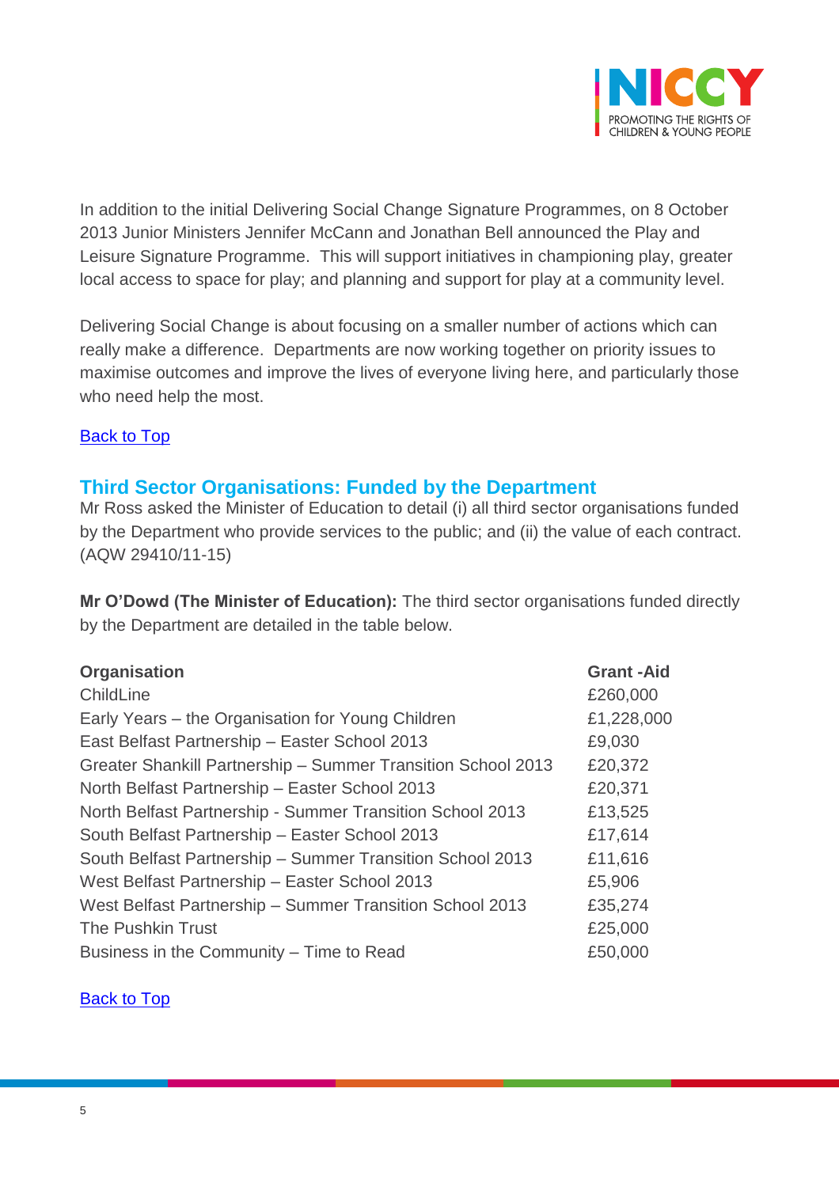In addition to the initial Delivering Social Change Signature Programmes, on 8 October 2013 Junior Ministers Jennifer McCann and Jonathan Bell announced the Play and Leisure Signature Programme. This will support initiatives in championing play, greater local access to space for play; and planning and support for play at a community level.

Delivering Social Change is about focusing on a smaller number of actions which can really make a difference. Departments are now working together on priority issues to maximise outcomes and improve the lives of everyone living here, and particularly those who need help the most.

Back to Top

## Third Sector Organisations: Funded by the Department

Mr Ross asked the Minister of Education to detail (i) all third sector organisations funded by the Department who provide services to the public; and (ii) the value of each contract. (AQW 29410/11-15)

**Mr O'Dowd (The Minister of Education):** The third sector organisations funded directly by the Department are detailed in the table below.

| Organisation | Grant -Aid |
|---|---|
| ChildLine | £260,000 |
| Early Years – the Organisation for Young Children | £1,228,000 |
| East Belfast Partnership – Easter School 2013 | £9,030 |
| Greater Shankill Partnership – Summer Transition School 2013 | £20,372 |
| North Belfast Partnership – Easter School 2013 | £20,371 |
| North Belfast Partnership - Summer Transition School 2013 | £13,525 |
| South Belfast Partnership – Easter School 2013 | £17,614 |
| South Belfast Partnership – Summer Transition School 2013 | £11,616 |
| West Belfast Partnership – Easter School 2013 | £5,906 |
| West Belfast Partnership – Summer Transition School 2013 | £35,274 |
| The Pushkin Trust | £25,000 |
| Business in the Community – Time to Read | £50,000 |

Back to Top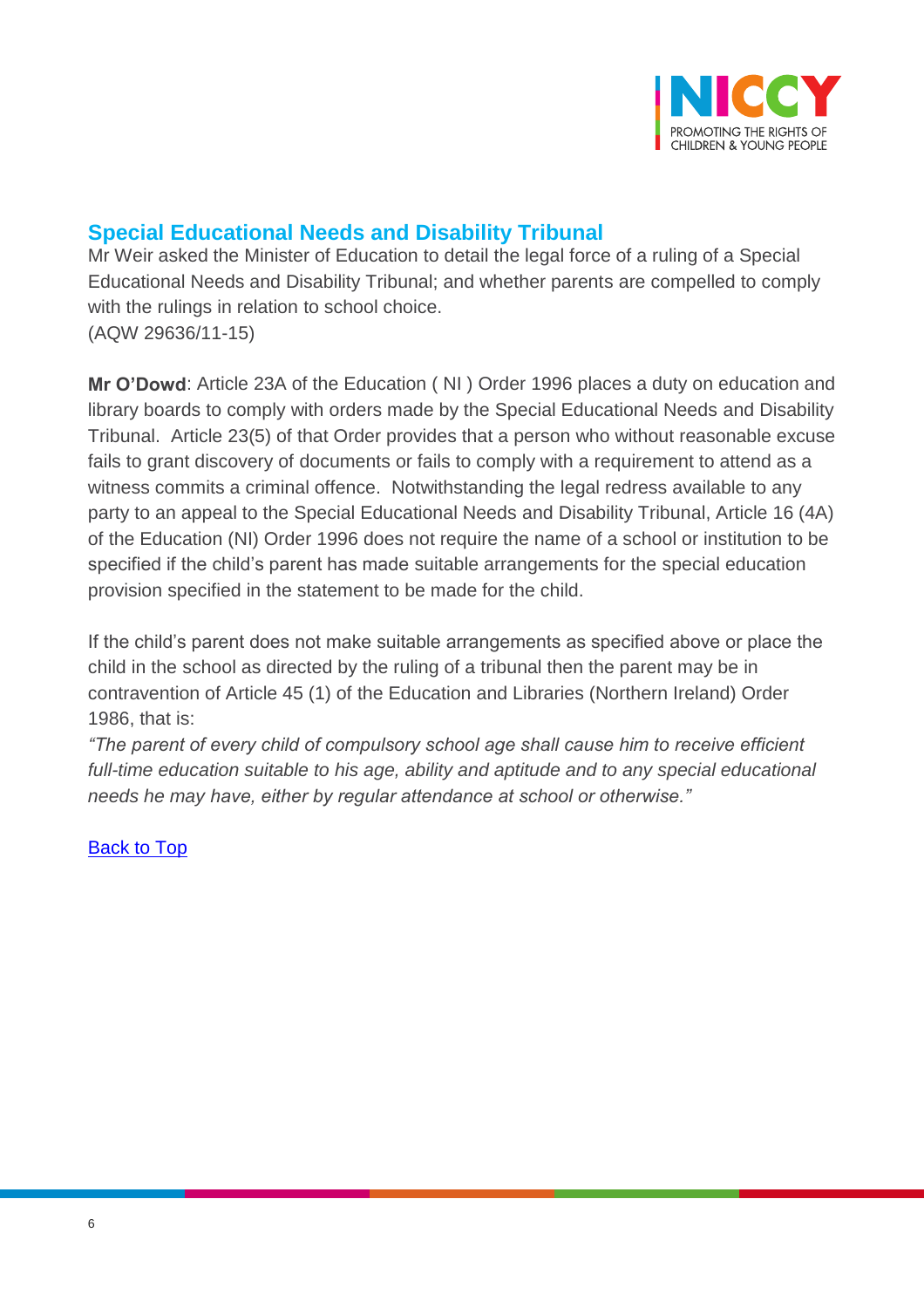## Special Educational Needs and Disability Tribunal

Mr Weir asked the Minister of Education to detail the legal force of a ruling of a Special Educational Needs and Disability Tribunal; and whether parents are compelled to comply with the rulings in relation to school choice.
(AQW 29636/11-15)

**Mr O'Dowd**: Article 23A of the Education ( NI ) Order 1996 places a duty on education and library boards to comply with orders made by the Special Educational Needs and Disability Tribunal. Article 23(5) of that Order provides that a person who without reasonable excuse fails to grant discovery of documents or fails to comply with a requirement to attend as a witness commits a criminal offence. Notwithstanding the legal redress available to any party to an appeal to the Special Educational Needs and Disability Tribunal, Article 16 (4A) of the Education (NI) Order 1996 does not require the name of a school or institution to be specified if the child's parent has made suitable arrangements for the special education provision specified in the statement to be made for the child.

If the child's parent does not make suitable arrangements as specified above or place the child in the school as directed by the ruling of a tribunal then the parent may be in contravention of Article 45 (1) of the Education and Libraries (Northern Ireland) Order 1986, that is:
*"The parent of every child of compulsory school age shall cause him to receive efficient full-time education suitable to his age, ability and aptitude and to any special educational needs he may have, either by regular attendance at school or otherwise."*

Back to Top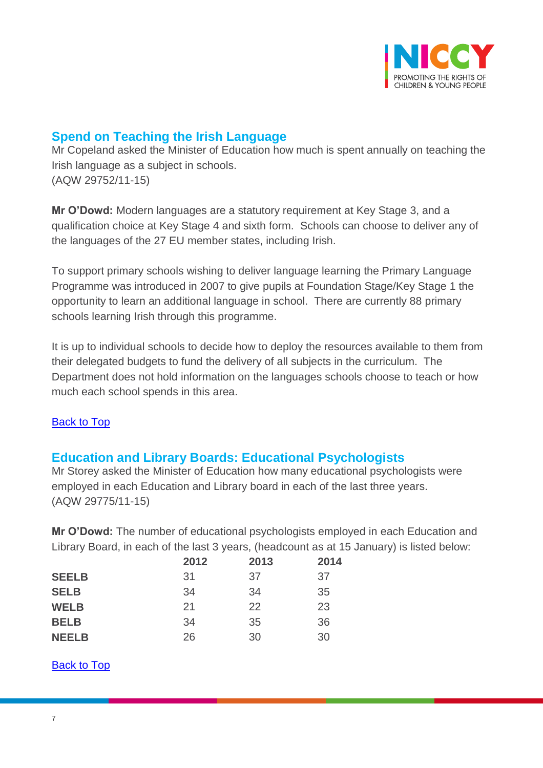## Spend on Teaching the Irish Language

Mr Copeland asked the Minister of Education how much is spent annually on teaching the Irish language as a subject in schools.
(AQW 29752/11-15)

**Mr O'Dowd:** Modern languages are a statutory requirement at Key Stage 3, and a qualification choice at Key Stage 4 and sixth form. Schools can choose to deliver any of the languages of the 27 EU member states, including Irish.

To support primary schools wishing to deliver language learning the Primary Language Programme was introduced in 2007 to give pupils at Foundation Stage/Key Stage 1 the opportunity to learn an additional language in school. There are currently 88 primary schools learning Irish through this programme.

It is up to individual schools to decide how to deploy the resources available to them from their delegated budgets to fund the delivery of all subjects in the curriculum. The Department does not hold information on the languages schools choose to teach or how much each school spends in this area.

Back to Top

## Education and Library Boards: Educational Psychologists

Mr Storey asked the Minister of Education how many educational psychologists were employed in each Education and Library board in each of the last three years.
(AQW 29775/11-15)

**Mr O'Dowd:** The number of educational psychologists employed in each Education and Library Board, in each of the last 3 years, (headcount as at 15 January) is listed below:

| | 2012 | 2013 | 2014 |
|---|---|---|---|
| **SEELB** | 31 | 37 | 37 |
| **SELB** | 34 | 34 | 35 |
| **WELB** | 21 | 22 | 23 |
| **BELB** | 34 | 35 | 36 |
| **NEELB** | 26 | 30 | 30 |

Back to Top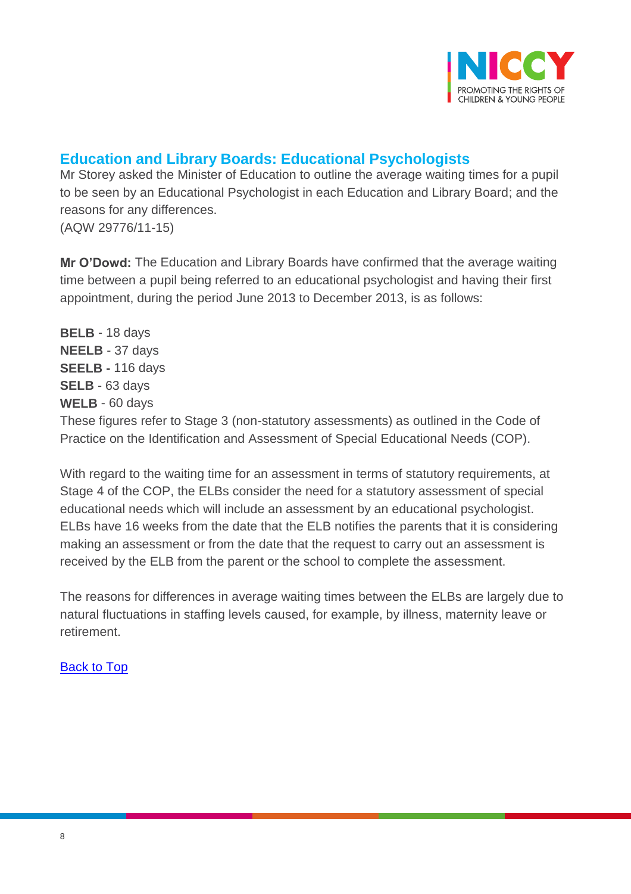## Education and Library Boards: Educational Psychologists

Mr Storey asked the Minister of Education to outline the average waiting times for a pupil to be seen by an Educational Psychologist in each Education and Library Board; and the reasons for any differences.
(AQW 29776/11-15)

**Mr O'Dowd:** The Education and Library Boards have confirmed that the average waiting time between a pupil being referred to an educational psychologist and having their first appointment, during the period June 2013 to December 2013, is as follows:

**BELB** - 18 days
**NEELB** - 37 days
**SEELB -** 116 days
**SELB** - 63 days
**WELB** - 60 days

These figures refer to Stage 3 (non-statutory assessments) as outlined in the Code of Practice on the Identification and Assessment of Special Educational Needs (COP).

With regard to the waiting time for an assessment in terms of statutory requirements, at Stage 4 of the COP, the ELBs consider the need for a statutory assessment of special educational needs which will include an assessment by an educational psychologist. ELBs have 16 weeks from the date that the ELB notifies the parents that it is considering making an assessment or from the date that the request to carry out an assessment is received by the ELB from the parent or the school to complete the assessment.

The reasons for differences in average waiting times between the ELBs are largely due to natural fluctuations in staffing levels caused, for example, by illness, maternity leave or retirement.

Back to Top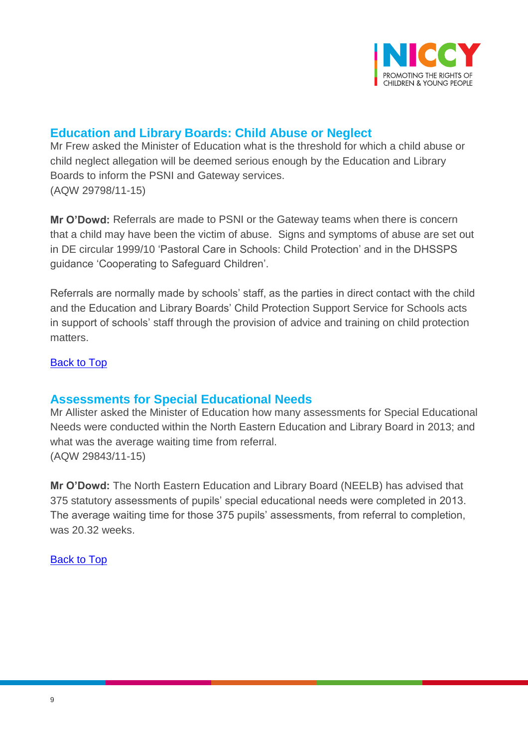## Education and Library Boards: Child Abuse or Neglect

Mr Frew asked the Minister of Education what is the threshold for which a child abuse or child neglect allegation will be deemed serious enough by the Education and Library Boards to inform the PSNI and Gateway services.
(AQW 29798/11-15)

**Mr O'Dowd:** Referrals are made to PSNI or the Gateway teams when there is concern that a child may have been the victim of abuse. Signs and symptoms of abuse are set out in DE circular 1999/10 'Pastoral Care in Schools: Child Protection' and in the DHSSPS guidance 'Cooperating to Safeguard Children'.

Referrals are normally made by schools' staff, as the parties in direct contact with the child and the Education and Library Boards' Child Protection Support Service for Schools acts in support of schools' staff through the provision of advice and training on child protection matters.

Back to Top

## Assessments for Special Educational Needs

Mr Allister asked the Minister of Education how many assessments for Special Educational Needs were conducted within the North Eastern Education and Library Board in 2013; and what was the average waiting time from referral.
(AQW 29843/11-15)

**Mr O'Dowd:** The North Eastern Education and Library Board (NEELB) has advised that 375 statutory assessments of pupils' special educational needs were completed in 2013. The average waiting time for those 375 pupils' assessments, from referral to completion, was 20.32 weeks.

Back to Top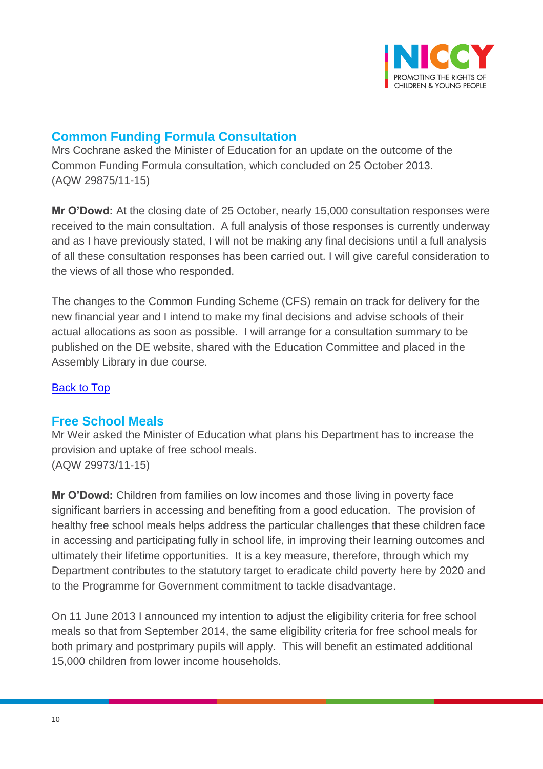## Common Funding Formula Consultation

Mrs Cochrane asked the Minister of Education for an update on the outcome of the Common Funding Formula consultation, which concluded on 25 October 2013.
(AQW 29875/11-15)

**Mr O'Dowd:** At the closing date of 25 October, nearly 15,000 consultation responses were received to the main consultation. A full analysis of those responses is currently underway and as I have previously stated, I will not be making any final decisions until a full analysis of all these consultation responses has been carried out. I will give careful consideration to the views of all those who responded.

The changes to the Common Funding Scheme (CFS) remain on track for delivery for the new financial year and I intend to make my final decisions and advise schools of their actual allocations as soon as possible. I will arrange for a consultation summary to be published on the DE website, shared with the Education Committee and placed in the Assembly Library in due course.

[Back to Top]

## Free School Meals

Mr Weir asked the Minister of Education what plans his Department has to increase the provision and uptake of free school meals.
(AQW 29973/11-15)

**Mr O'Dowd:** Children from families on low incomes and those living in poverty face significant barriers in accessing and benefiting from a good education. The provision of healthy free school meals helps address the particular challenges that these children face in accessing and participating fully in school life, in improving their learning outcomes and ultimately their lifetime opportunities. It is a key measure, therefore, through which my Department contributes to the statutory target to eradicate child poverty here by 2020 and to the Programme for Government commitment to tackle disadvantage.

On 11 June 2013 I announced my intention to adjust the eligibility criteria for free school meals so that from September 2014, the same eligibility criteria for free school meals for both primary and postprimary pupils will apply. This will benefit an estimated additional 15,000 children from lower income households.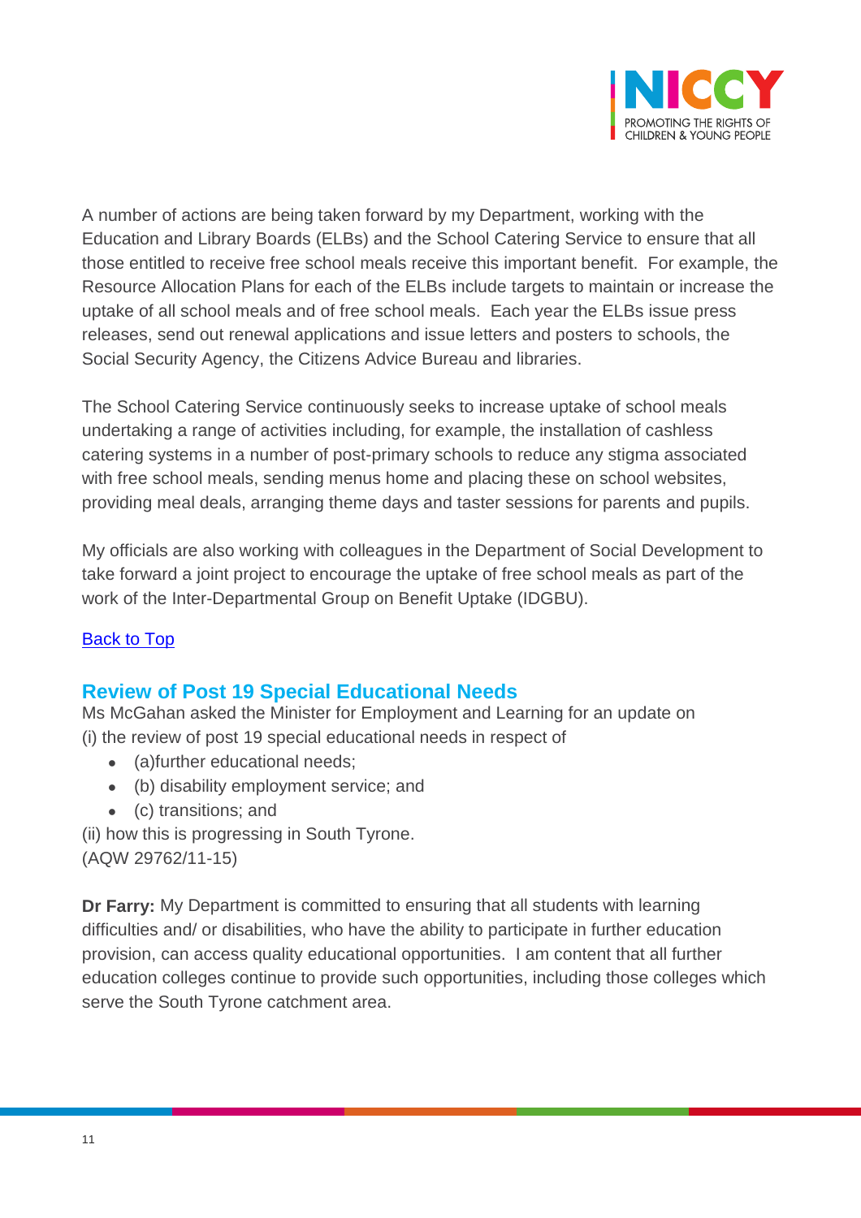A number of actions are being taken forward by my Department, working with the Education and Library Boards (ELBs) and the School Catering Service to ensure that all those entitled to receive free school meals receive this important benefit. For example, the Resource Allocation Plans for each of the ELBs include targets to maintain or increase the uptake of all school meals and of free school meals. Each year the ELBs issue press releases, send out renewal applications and issue letters and posters to schools, the Social Security Agency, the Citizens Advice Bureau and libraries.

The School Catering Service continuously seeks to increase uptake of school meals undertaking a range of activities including, for example, the installation of cashless catering systems in a number of post-primary schools to reduce any stigma associated with free school meals, sending menus home and placing these on school websites, providing meal deals, arranging theme days and taster sessions for parents and pupils.

My officials are also working with colleagues in the Department of Social Development to take forward a joint project to encourage the uptake of free school meals as part of the work of the Inter-Departmental Group on Benefit Uptake (IDGBU).

[Back to Top]

## Review of Post 19 Special Educational Needs

Ms McGahan asked the Minister for Employment and Learning for an update on (i) the review of post 19 special educational needs in respect of

- (a)further educational needs;
- (b) disability employment service; and
- (c) transitions; and

(ii) how this is progressing in South Tyrone.
(AQW 29762/11-15)

**Dr Farry:** My Department is committed to ensuring that all students with learning difficulties and/ or disabilities, who have the ability to participate in further education provision, can access quality educational opportunities. I am content that all further education colleges continue to provide such opportunities, including those colleges which serve the South Tyrone catchment area.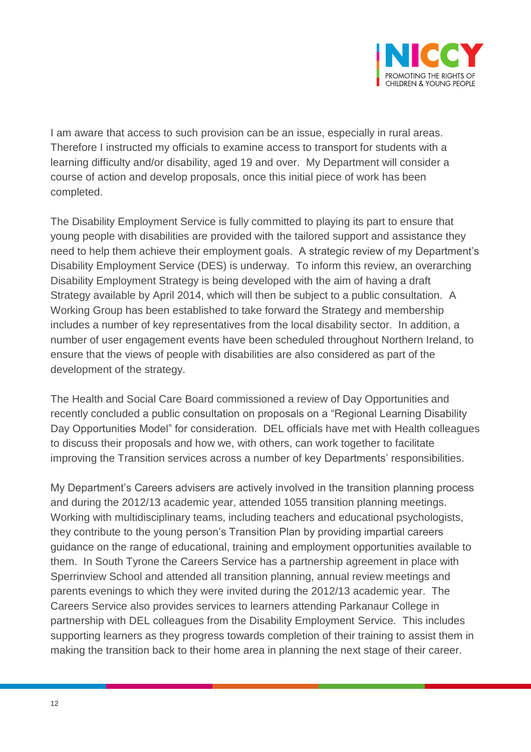I am aware that access to such provision can be an issue, especially in rural areas. Therefore I instructed my officials to examine access to transport for students with a learning difficulty and/or disability, aged 19 and over. My Department will consider a course of action and develop proposals, once this initial piece of work has been completed.

The Disability Employment Service is fully committed to playing its part to ensure that young people with disabilities are provided with the tailored support and assistance they need to help them achieve their employment goals. A strategic review of my Department's Disability Employment Service (DES) is underway. To inform this review, an overarching Disability Employment Strategy is being developed with the aim of having a draft Strategy available by April 2014, which will then be subject to a public consultation. A Working Group has been established to take forward the Strategy and membership includes a number of key representatives from the local disability sector. In addition, a number of user engagement events have been scheduled throughout Northern Ireland, to ensure that the views of people with disabilities are also considered as part of the development of the strategy.

The Health and Social Care Board commissioned a review of Day Opportunities and recently concluded a public consultation on proposals on a "Regional Learning Disability Day Opportunities Model" for consideration. DEL officials have met with Health colleagues to discuss their proposals and how we, with others, can work together to facilitate improving the Transition services across a number of key Departments' responsibilities.

My Department's Careers advisers are actively involved in the transition planning process and during the 2012/13 academic year, attended 1055 transition planning meetings. Working with multidisciplinary teams, including teachers and educational psychologists, they contribute to the young person's Transition Plan by providing impartial careers guidance on the range of educational, training and employment opportunities available to them. In South Tyrone the Careers Service has a partnership agreement in place with Sperrinview School and attended all transition planning, annual review meetings and parents evenings to which they were invited during the 2012/13 academic year. The Careers Service also provides services to learners attending Parkanaur College in partnership with DEL colleagues from the Disability Employment Service. This includes supporting learners as they progress towards completion of their training to assist them in making the transition back to their home area in planning the next stage of their career.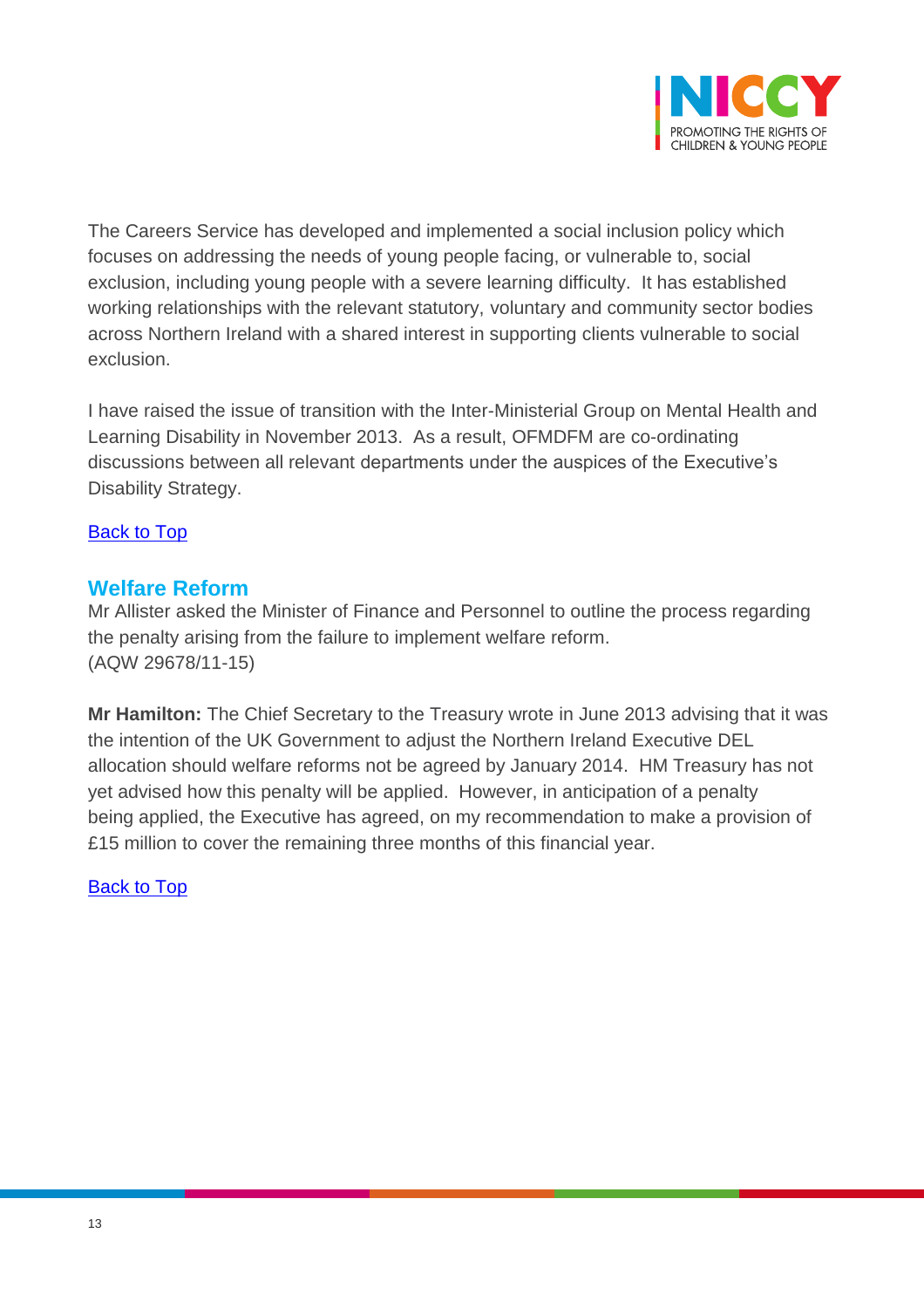The Careers Service has developed and implemented a social inclusion policy which focuses on addressing the needs of young people facing, or vulnerable to, social exclusion, including young people with a severe learning difficulty. It has established working relationships with the relevant statutory, voluntary and community sector bodies across Northern Ireland with a shared interest in supporting clients vulnerable to social exclusion.

I have raised the issue of transition with the Inter-Ministerial Group on Mental Health and Learning Disability in November 2013. As a result, OFMDFM are co-ordinating discussions between all relevant departments under the auspices of the Executive's Disability Strategy.

[Back to Top](#)

## Welfare Reform

Mr Allister asked the Minister of Finance and Personnel to outline the process regarding the penalty arising from the failure to implement welfare reform.
(AQW 29678/11-15)

**Mr Hamilton:** The Chief Secretary to the Treasury wrote in June 2013 advising that it was the intention of the UK Government to adjust the Northern Ireland Executive DEL allocation should welfare reforms not be agreed by January 2014. HM Treasury has not yet advised how this penalty will be applied. However, in anticipation of a penalty being applied, the Executive has agreed, on my recommendation to make a provision of £15 million to cover the remaining three months of this financial year.

[Back to Top](#)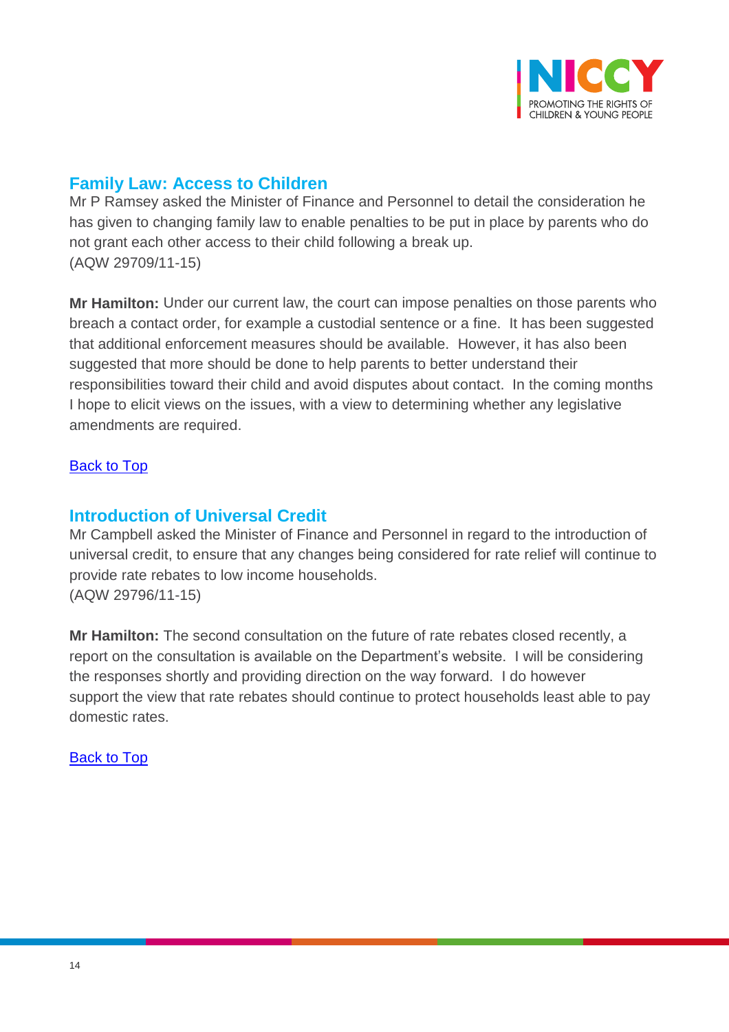## Family Law: Access to Children

Mr P Ramsey asked the Minister of Finance and Personnel to detail the consideration he has given to changing family law to enable penalties to be put in place by parents who do not grant each other access to their child following a break up.
(AQW 29709/11-15)

**Mr Hamilton:** Under our current law, the court can impose penalties on those parents who breach a contact order, for example a custodial sentence or a fine. It has been suggested that additional enforcement measures should be available. However, it has also been suggested that more should be done to help parents to better understand their responsibilities toward their child and avoid disputes about contact. In the coming months I hope to elicit views on the issues, with a view to determining whether any legislative amendments are required.

[Back to Top]

## Introduction of Universal Credit

Mr Campbell asked the Minister of Finance and Personnel in regard to the introduction of universal credit, to ensure that any changes being considered for rate relief will continue to provide rate rebates to low income households.
(AQW 29796/11-15)

**Mr Hamilton:** The second consultation on the future of rate rebates closed recently, a report on the consultation is available on the Department's website. I will be considering the responses shortly and providing direction on the way forward. I do however support the view that rate rebates should continue to protect households least able to pay domestic rates.

[Back to Top]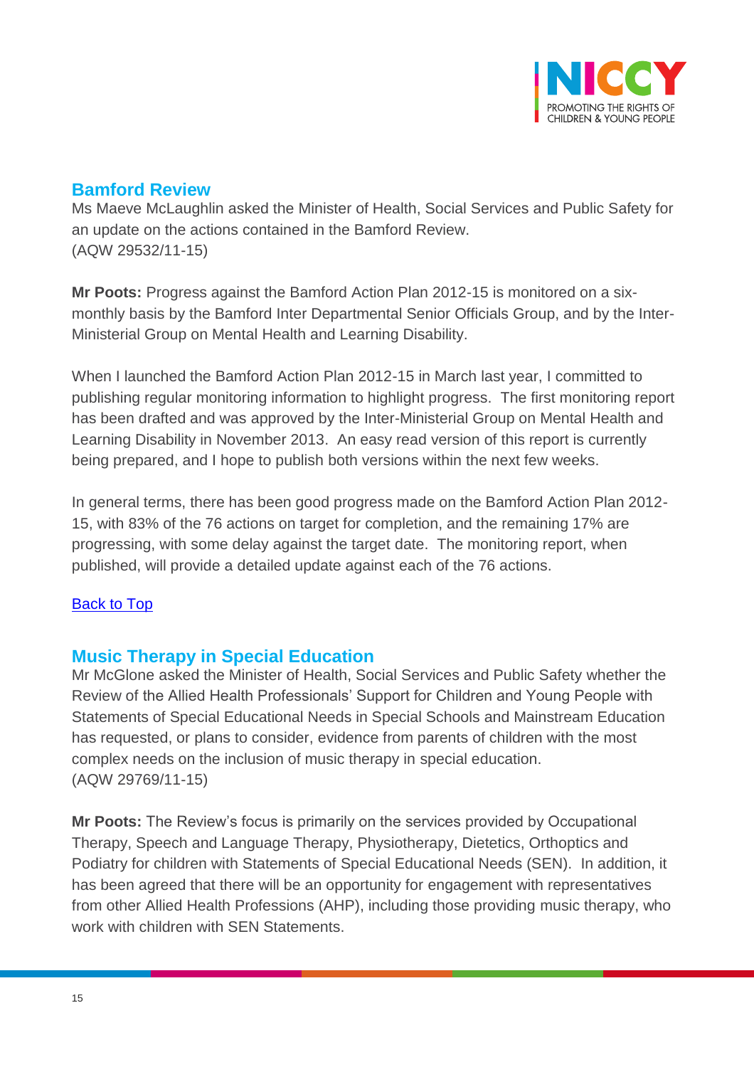## Bamford Review

Ms Maeve McLaughlin asked the Minister of Health, Social Services and Public Safety for an update on the actions contained in the Bamford Review.
(AQW 29532/11-15)

**Mr Poots:** Progress against the Bamford Action Plan 2012-15 is monitored on a six-monthly basis by the Bamford Inter Departmental Senior Officials Group, and by the Inter-Ministerial Group on Mental Health and Learning Disability.

When I launched the Bamford Action Plan 2012-15 in March last year, I committed to publishing regular monitoring information to highlight progress. The first monitoring report has been drafted and was approved by the Inter-Ministerial Group on Mental Health and Learning Disability in November 2013. An easy read version of this report is currently being prepared, and I hope to publish both versions within the next few weeks.

In general terms, there has been good progress made on the Bamford Action Plan 2012-15, with 83% of the 76 actions on target for completion, and the remaining 17% are progressing, with some delay against the target date. The monitoring report, when published, will provide a detailed update against each of the 76 actions.

Back to Top

## Music Therapy in Special Education

Mr McGlone asked the Minister of Health, Social Services and Public Safety whether the Review of the Allied Health Professionals' Support for Children and Young People with Statements of Special Educational Needs in Special Schools and Mainstream Education has requested, or plans to consider, evidence from parents of children with the most complex needs on the inclusion of music therapy in special education.
(AQW 29769/11-15)

**Mr Poots:** The Review's focus is primarily on the services provided by Occupational Therapy, Speech and Language Therapy, Physiotherapy, Dietetics, Orthoptics and Podiatry for children with Statements of Special Educational Needs (SEN). In addition, it has been agreed that there will be an opportunity for engagement with representatives from other Allied Health Professions (AHP), including those providing music therapy, who work with children with SEN Statements.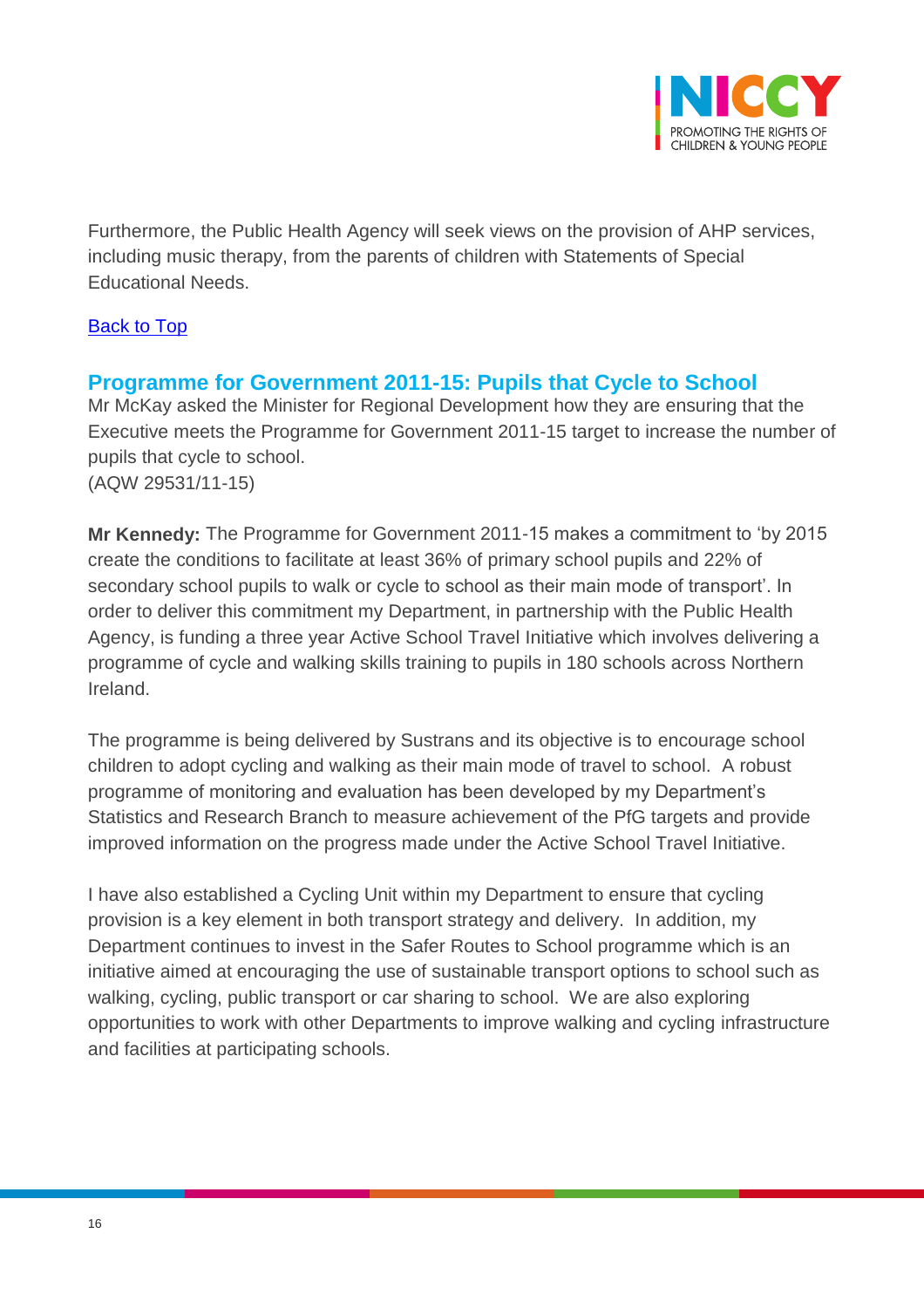Furthermore, the Public Health Agency will seek views on the provision of AHP services, including music therapy, from the parents of children with Statements of Special Educational Needs.

[Back to Top]

## Programme for Government 2011-15: Pupils that Cycle to School

Mr McKay asked the Minister for Regional Development how they are ensuring that the Executive meets the Programme for Government 2011-15 target to increase the number of pupils that cycle to school.
(AQW 29531/11-15)

**Mr Kennedy:** The Programme for Government 2011-15 makes a commitment to 'by 2015 create the conditions to facilitate at least 36% of primary school pupils and 22% of secondary school pupils to walk or cycle to school as their main mode of transport'. In order to deliver this commitment my Department, in partnership with the Public Health Agency, is funding a three year Active School Travel Initiative which involves delivering a programme of cycle and walking skills training to pupils in 180 schools across Northern Ireland.

The programme is being delivered by Sustrans and its objective is to encourage school children to adopt cycling and walking as their main mode of travel to school. A robust programme of monitoring and evaluation has been developed by my Department's Statistics and Research Branch to measure achievement of the PfG targets and provide improved information on the progress made under the Active School Travel Initiative.

I have also established a Cycling Unit within my Department to ensure that cycling provision is a key element in both transport strategy and delivery. In addition, my Department continues to invest in the Safer Routes to School programme which is an initiative aimed at encouraging the use of sustainable transport options to school such as walking, cycling, public transport or car sharing to school. We are also exploring opportunities to work with other Departments to improve walking and cycling infrastructure and facilities at participating schools.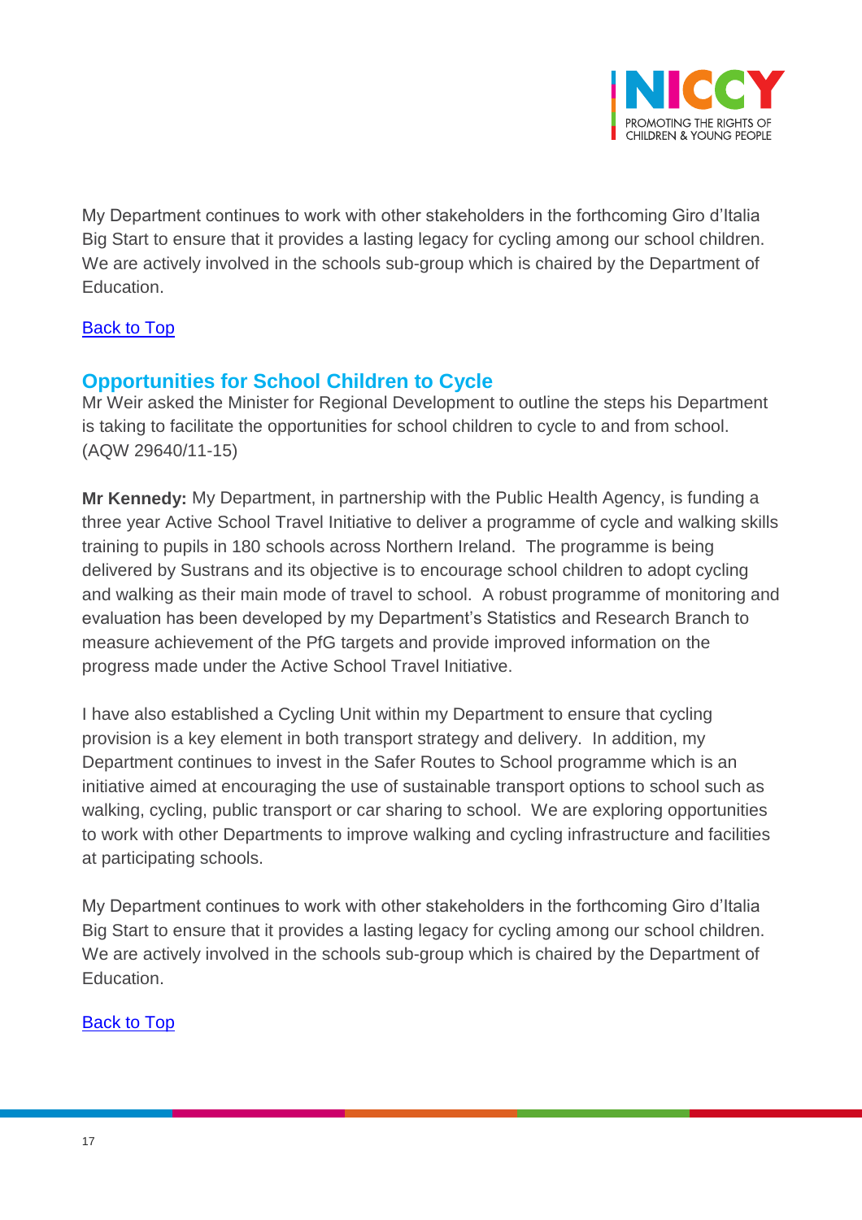My Department continues to work with other stakeholders in the forthcoming Giro d'Italia Big Start to ensure that it provides a lasting legacy for cycling among our school children. We are actively involved in the schools sub-group which is chaired by the Department of Education.

[Back to Top]

## Opportunities for School Children to Cycle

Mr Weir asked the Minister for Regional Development to outline the steps his Department is taking to facilitate the opportunities for school children to cycle to and from school. (AQW 29640/11-15)

**Mr Kennedy:** My Department, in partnership with the Public Health Agency, is funding a three year Active School Travel Initiative to deliver a programme of cycle and walking skills training to pupils in 180 schools across Northern Ireland. The programme is being delivered by Sustrans and its objective is to encourage school children to adopt cycling and walking as their main mode of travel to school. A robust programme of monitoring and evaluation has been developed by my Department's Statistics and Research Branch to measure achievement of the PfG targets and provide improved information on the progress made under the Active School Travel Initiative.

I have also established a Cycling Unit within my Department to ensure that cycling provision is a key element in both transport strategy and delivery. In addition, my Department continues to invest in the Safer Routes to School programme which is an initiative aimed at encouraging the use of sustainable transport options to school such as walking, cycling, public transport or car sharing to school. We are exploring opportunities to work with other Departments to improve walking and cycling infrastructure and facilities at participating schools.

My Department continues to work with other stakeholders in the forthcoming Giro d'Italia Big Start to ensure that it provides a lasting legacy for cycling among our school children. We are actively involved in the schools sub-group which is chaired by the Department of Education.

[Back to Top]